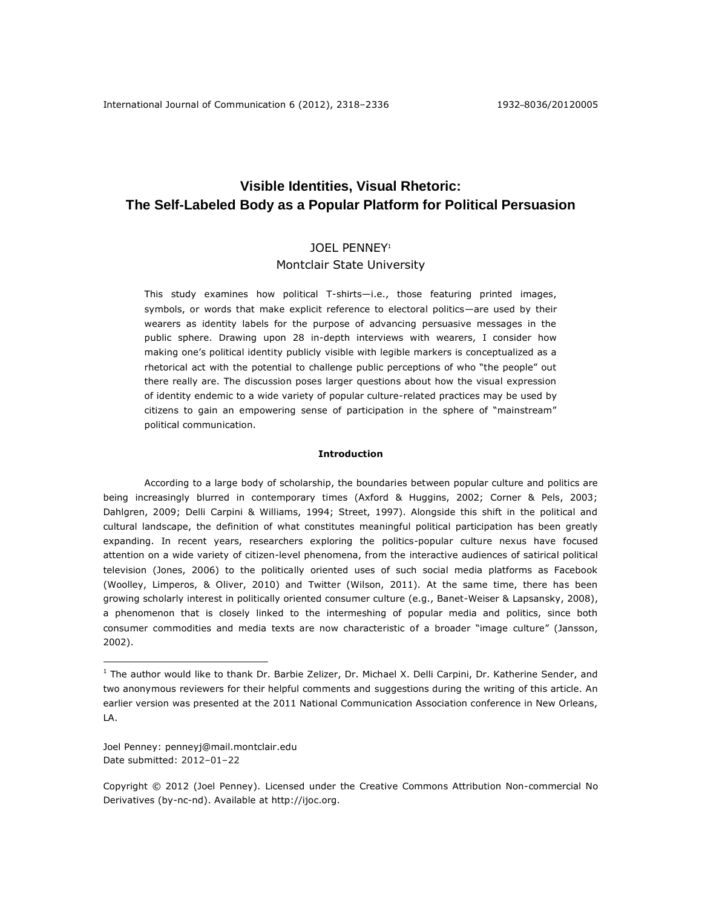# Visible Identities, Visual Rhetoric: The Self-Labeled Body as a Popular Platform for Political Persuasion

JOEL PENNEY[1]
Montclair State University

This study examines how political T-shirts—i.e., those featuring printed images, symbols, or words that make explicit reference to electoral politics—are used by their wearers as identity labels for the purpose of advancing persuasive messages in the public sphere. Drawing upon 28 in-depth interviews with wearers, I consider how making one's political identity publicly visible with legible markers is conceptualized as a rhetorical act with the potential to challenge public perceptions of who "the people" out there really are. The discussion poses larger questions about how the visual expression of identity endemic to a wide variety of popular culture-related practices may be used by citizens to gain an empowering sense of participation in the sphere of "mainstream" political communication.

## Introduction

According to a large body of scholarship, the boundaries between popular culture and politics are being increasingly blurred in contemporary times (Axford & Huggins, 2002; Corner & Pels, 2003; Dahlgren, 2009; Delli Carpini & Williams, 1994; Street, 1997). Alongside this shift in the political and cultural landscape, the definition of what constitutes meaningful political participation has been greatly expanding. In recent years, researchers exploring the politics-popular culture nexus have focused attention on a wide variety of citizen-level phenomena, from the interactive audiences of satirical political television (Jones, 2006) to the politically oriented uses of such social media platforms as Facebook (Woolley, Limperos, & Oliver, 2010) and Twitter (Wilson, 2011). At the same time, there has been growing scholarly interest in politically oriented consumer culture (e.g., Banet-Weiser & Lapsansky, 2008), a phenomenon that is closely linked to the intermeshing of popular media and politics, since both consumer commodities and media texts are now characteristic of a broader "image culture" (Jansson, 2002).

[1] The author would like to thank Dr. Barbie Zelizer, Dr. Michael X. Delli Carpini, Dr. Katherine Sender, and two anonymous reviewers for their helpful comments and suggestions during the writing of this article. An earlier version was presented at the 2011 National Communication Association conference in New Orleans, LA.

Joel Penney: penneyj@mail.montclair.edu
Date submitted: 2012–01–22

Copyright © 2012 (Joel Penney). Licensed under the Creative Commons Attribution Non-commercial No Derivatives (by-nc-nd). Available at http://ijoc.org.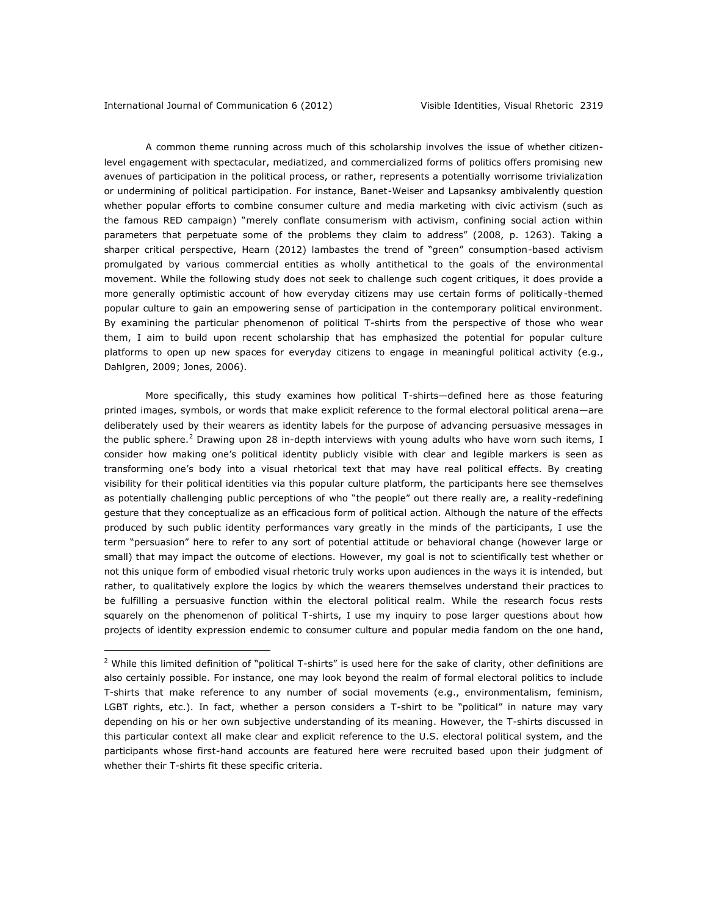A common theme running across much of this scholarship involves the issue of whether citizen-level engagement with spectacular, mediatized, and commercialized forms of politics offers promising new avenues of participation in the political process, or rather, represents a potentially worrisome trivialization or undermining of political participation. For instance, Banet-Weiser and Lapsanksy ambivalently question whether popular efforts to combine consumer culture and media marketing with civic activism (such as the famous RED campaign) "merely conflate consumerism with activism, confining social action within parameters that perpetuate some of the problems they claim to address" (2008, p. 1263). Taking a sharper critical perspective, Hearn (2012) lambastes the trend of "green" consumption-based activism promulgated by various commercial entities as wholly antithetical to the goals of the environmental movement. While the following study does not seek to challenge such cogent critiques, it does provide a more generally optimistic account of how everyday citizens may use certain forms of politically-themed popular culture to gain an empowering sense of participation in the contemporary political environment. By examining the particular phenomenon of political T-shirts from the perspective of those who wear them, I aim to build upon recent scholarship that has emphasized the potential for popular culture platforms to open up new spaces for everyday citizens to engage in meaningful political activity (e.g., Dahlgren, 2009; Jones, 2006).

More specifically, this study examines how political T-shirts—defined here as those featuring printed images, symbols, or words that make explicit reference to the formal electoral political arena—are deliberately used by their wearers as identity labels for the purpose of advancing persuasive messages in the public sphere.[2] Drawing upon 28 in-depth interviews with young adults who have worn such items, I consider how making one's political identity publicly visible with clear and legible markers is seen as transforming one's body into a visual rhetorical text that may have real political effects. By creating visibility for their political identities via this popular culture platform, the participants here see themselves as potentially challenging public perceptions of who "the people" out there really are, a reality-redefining gesture that they conceptualize as an efficacious form of political action. Although the nature of the effects produced by such public identity performances vary greatly in the minds of the participants, I use the term "persuasion" here to refer to any sort of potential attitude or behavioral change (however large or small) that may impact the outcome of elections. However, my goal is not to scientifically test whether or not this unique form of embodied visual rhetoric truly works upon audiences in the ways it is intended, but rather, to qualitatively explore the logics by which the wearers themselves understand their practices to be fulfilling a persuasive function within the electoral political realm. While the research focus rests squarely on the phenomenon of political T-shirts, I use my inquiry to pose larger questions about how projects of identity expression endemic to consumer culture and popular media fandom on the one hand,

[2] While this limited definition of "political T-shirts" is used here for the sake of clarity, other definitions are also certainly possible. For instance, one may look beyond the realm of formal electoral politics to include T-shirts that make reference to any number of social movements (e.g., environmentalism, feminism, LGBT rights, etc.). In fact, whether a person considers a T-shirt to be "political" in nature may vary depending on his or her own subjective understanding of its meaning. However, the T-shirts discussed in this particular context all make clear and explicit reference to the U.S. electoral political system, and the participants whose first-hand accounts are featured here were recruited based upon their judgment of whether their T-shirts fit these specific criteria.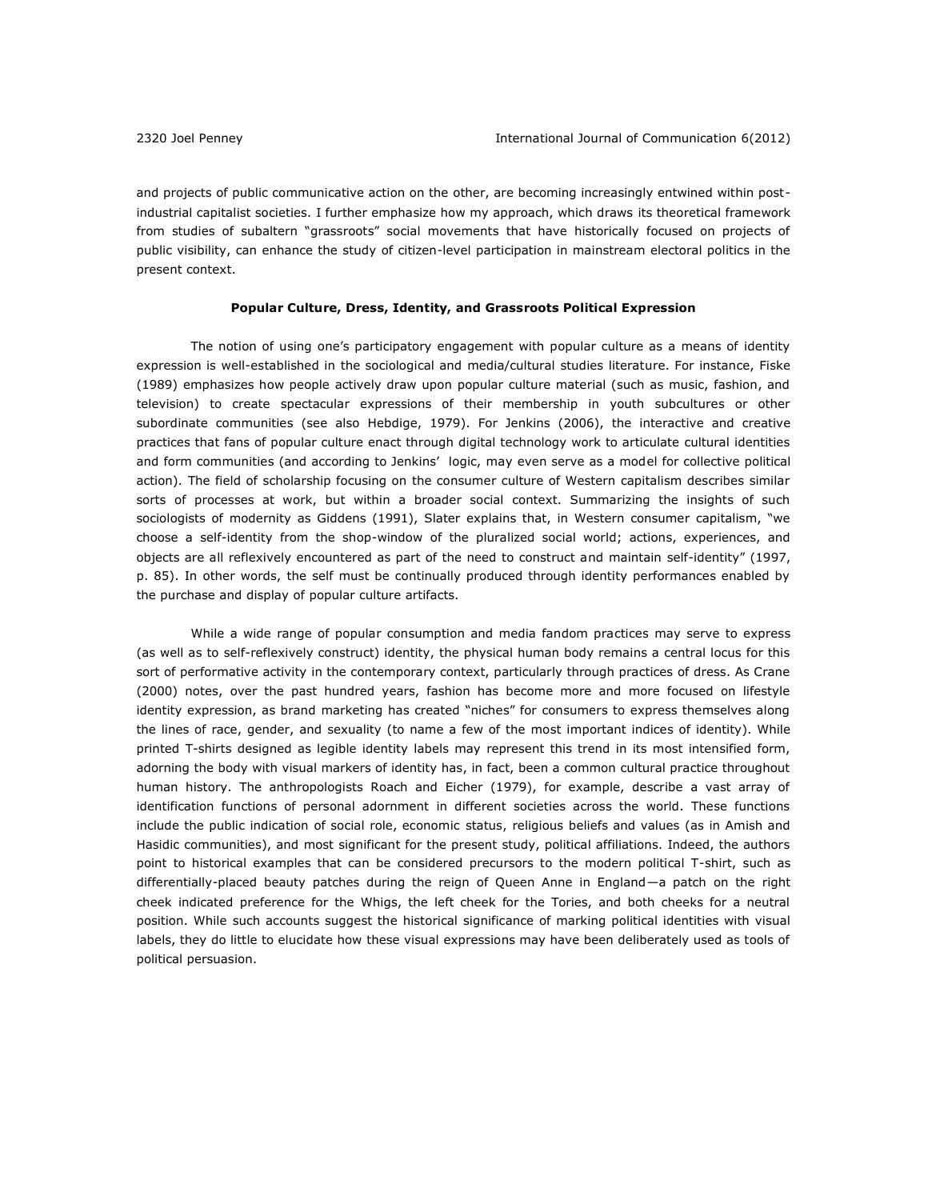and projects of public communicative action on the other, are becoming increasingly entwined within post-industrial capitalist societies. I further emphasize how my approach, which draws its theoretical framework from studies of subaltern "grassroots" social movements that have historically focused on projects of public visibility, can enhance the study of citizen-level participation in mainstream electoral politics in the present context.

## Popular Culture, Dress, Identity, and Grassroots Political Expression

The notion of using one's participatory engagement with popular culture as a means of identity expression is well-established in the sociological and media/cultural studies literature. For instance, Fiske (1989) emphasizes how people actively draw upon popular culture material (such as music, fashion, and television) to create spectacular expressions of their membership in youth subcultures or other subordinate communities (see also Hebdige, 1979). For Jenkins (2006), the interactive and creative practices that fans of popular culture enact through digital technology work to articulate cultural identities and form communities (and according to Jenkins' logic, may even serve as a model for collective political action). The field of scholarship focusing on the consumer culture of Western capitalism describes similar sorts of processes at work, but within a broader social context. Summarizing the insights of such sociologists of modernity as Giddens (1991), Slater explains that, in Western consumer capitalism, "we choose a self-identity from the shop-window of the pluralized social world; actions, experiences, and objects are all reflexively encountered as part of the need to construct and maintain self-identity" (1997, p. 85). In other words, the self must be continually produced through identity performances enabled by the purchase and display of popular culture artifacts.

While a wide range of popular consumption and media fandom practices may serve to express (as well as to self-reflexively construct) identity, the physical human body remains a central locus for this sort of performative activity in the contemporary context, particularly through practices of dress. As Crane (2000) notes, over the past hundred years, fashion has become more and more focused on lifestyle identity expression, as brand marketing has created "niches" for consumers to express themselves along the lines of race, gender, and sexuality (to name a few of the most important indices of identity). While printed T-shirts designed as legible identity labels may represent this trend in its most intensified form, adorning the body with visual markers of identity has, in fact, been a common cultural practice throughout human history. The anthropologists Roach and Eicher (1979), for example, describe a vast array of identification functions of personal adornment in different societies across the world. These functions include the public indication of social role, economic status, religious beliefs and values (as in Amish and Hasidic communities), and most significant for the present study, political affiliations. Indeed, the authors point to historical examples that can be considered precursors to the modern political T-shirt, such as differentially-placed beauty patches during the reign of Queen Anne in England—a patch on the right cheek indicated preference for the Whigs, the left cheek for the Tories, and both cheeks for a neutral position. While such accounts suggest the historical significance of marking political identities with visual labels, they do little to elucidate how these visual expressions may have been deliberately used as tools of political persuasion.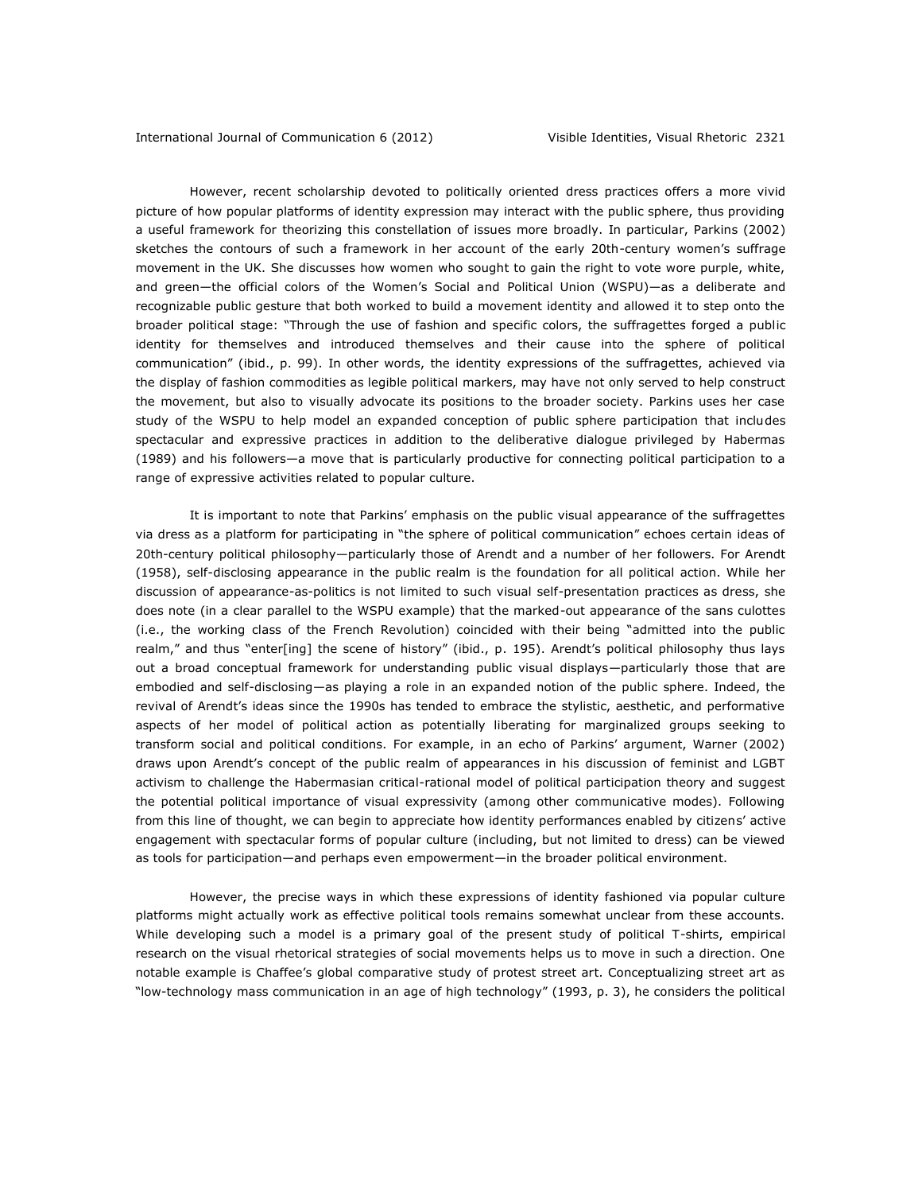However, recent scholarship devoted to politically oriented dress practices offers a more vivid picture of how popular platforms of identity expression may interact with the public sphere, thus providing a useful framework for theorizing this constellation of issues more broadly. In particular, Parkins (2002) sketches the contours of such a framework in her account of the early 20th-century women's suffrage movement in the UK. She discusses how women who sought to gain the right to vote wore purple, white, and green—the official colors of the Women's Social and Political Union (WSPU)—as a deliberate and recognizable public gesture that both worked to build a movement identity and allowed it to step onto the broader political stage: "Through the use of fashion and specific colors, the suffragettes forged a public identity for themselves and introduced themselves and their cause into the sphere of political communication" (ibid., p. 99). In other words, the identity expressions of the suffragettes, achieved via the display of fashion commodities as legible political markers, may have not only served to help construct the movement, but also to visually advocate its positions to the broader society. Parkins uses her case study of the WSPU to help model an expanded conception of public sphere participation that includes spectacular and expressive practices in addition to the deliberative dialogue privileged by Habermas (1989) and his followers—a move that is particularly productive for connecting political participation to a range of expressive activities related to popular culture.

It is important to note that Parkins' emphasis on the public visual appearance of the suffragettes via dress as a platform for participating in "the sphere of political communication" echoes certain ideas of 20th-century political philosophy—particularly those of Arendt and a number of her followers. For Arendt (1958), self-disclosing appearance in the public realm is the foundation for all political action. While her discussion of appearance-as-politics is not limited to such visual self-presentation practices as dress, she does note (in a clear parallel to the WSPU example) that the marked-out appearance of the sans culottes (i.e., the working class of the French Revolution) coincided with their being "admitted into the public realm," and thus "enter[ing] the scene of history" (ibid., p. 195). Arendt's political philosophy thus lays out a broad conceptual framework for understanding public visual displays—particularly those that are embodied and self-disclosing—as playing a role in an expanded notion of the public sphere. Indeed, the revival of Arendt's ideas since the 1990s has tended to embrace the stylistic, aesthetic, and performative aspects of her model of political action as potentially liberating for marginalized groups seeking to transform social and political conditions. For example, in an echo of Parkins' argument, Warner (2002) draws upon Arendt's concept of the public realm of appearances in his discussion of feminist and LGBT activism to challenge the Habermasian critical-rational model of political participation theory and suggest the potential political importance of visual expressivity (among other communicative modes). Following from this line of thought, we can begin to appreciate how identity performances enabled by citizens' active engagement with spectacular forms of popular culture (including, but not limited to dress) can be viewed as tools for participation—and perhaps even empowerment—in the broader political environment.

However, the precise ways in which these expressions of identity fashioned via popular culture platforms might actually work as effective political tools remains somewhat unclear from these accounts. While developing such a model is a primary goal of the present study of political T-shirts, empirical research on the visual rhetorical strategies of social movements helps us to move in such a direction. One notable example is Chaffee's global comparative study of protest street art. Conceptualizing street art as "low-technology mass communication in an age of high technology" (1993, p. 3), he considers the political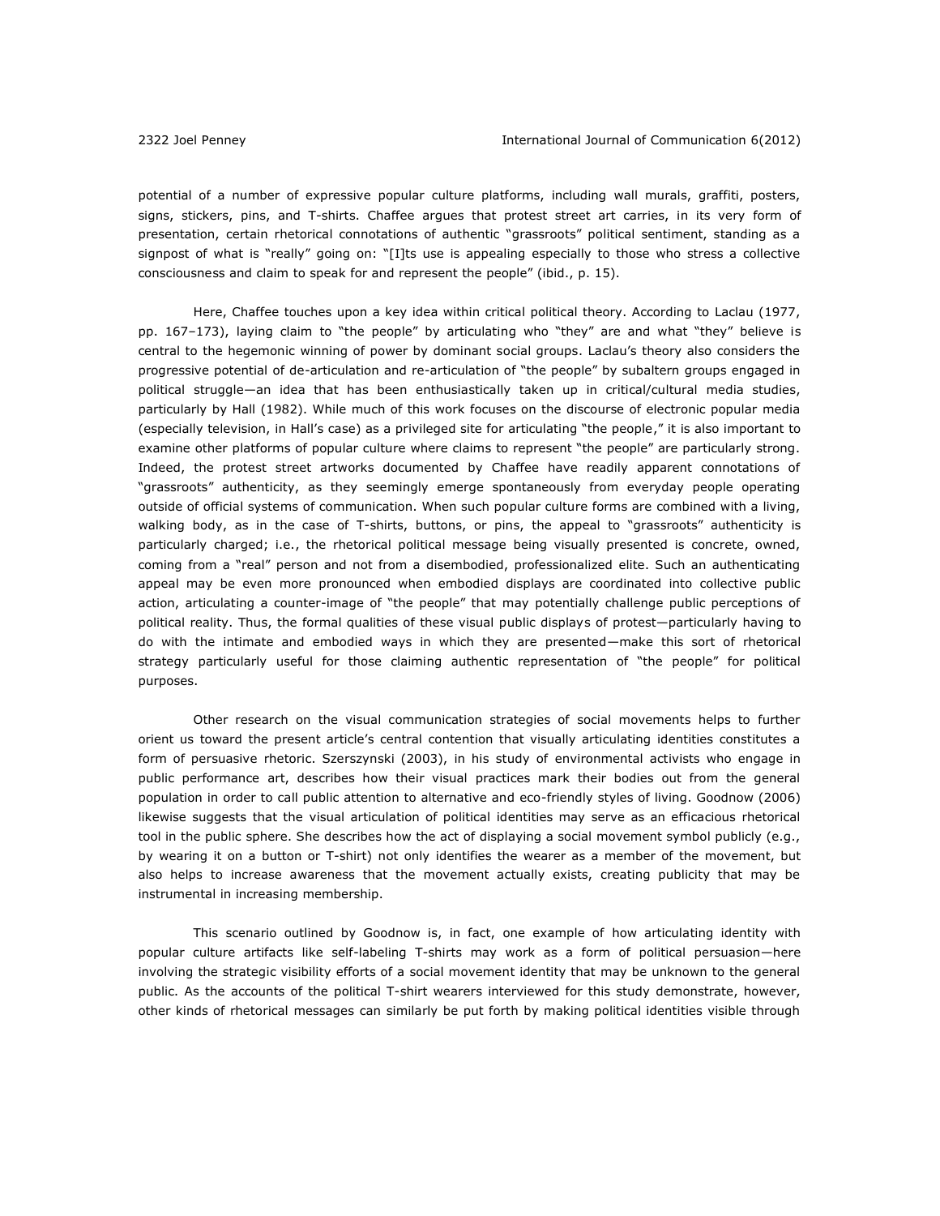potential of a number of expressive popular culture platforms, including wall murals, graffiti, posters, signs, stickers, pins, and T-shirts. Chaffee argues that protest street art carries, in its very form of presentation, certain rhetorical connotations of authentic "grassroots" political sentiment, standing as a signpost of what is "really" going on: "[I]ts use is appealing especially to those who stress a collective consciousness and claim to speak for and represent the people" (ibid., p. 15).

Here, Chaffee touches upon a key idea within critical political theory. According to Laclau (1977, pp. 167–173), laying claim to "the people" by articulating who "they" are and what "they" believe is central to the hegemonic winning of power by dominant social groups. Laclau's theory also considers the progressive potential of de-articulation and re-articulation of "the people" by subaltern groups engaged in political struggle—an idea that has been enthusiastically taken up in critical/cultural media studies, particularly by Hall (1982). While much of this work focuses on the discourse of electronic popular media (especially television, in Hall's case) as a privileged site for articulating "the people," it is also important to examine other platforms of popular culture where claims to represent "the people" are particularly strong. Indeed, the protest street artworks documented by Chaffee have readily apparent connotations of "grassroots" authenticity, as they seemingly emerge spontaneously from everyday people operating outside of official systems of communication. When such popular culture forms are combined with a living, walking body, as in the case of T-shirts, buttons, or pins, the appeal to "grassroots" authenticity is particularly charged; i.e., the rhetorical political message being visually presented is concrete, owned, coming from a "real" person and not from a disembodied, professionalized elite. Such an authenticating appeal may be even more pronounced when embodied displays are coordinated into collective public action, articulating a counter-image of "the people" that may potentially challenge public perceptions of political reality. Thus, the formal qualities of these visual public displays of protest—particularly having to do with the intimate and embodied ways in which they are presented—make this sort of rhetorical strategy particularly useful for those claiming authentic representation of "the people" for political purposes.

Other research on the visual communication strategies of social movements helps to further orient us toward the present article's central contention that visually articulating identities constitutes a form of persuasive rhetoric. Szerszynski (2003), in his study of environmental activists who engage in public performance art, describes how their visual practices mark their bodies out from the general population in order to call public attention to alternative and eco-friendly styles of living. Goodnow (2006) likewise suggests that the visual articulation of political identities may serve as an efficacious rhetorical tool in the public sphere. She describes how the act of displaying a social movement symbol publicly (e.g., by wearing it on a button or T-shirt) not only identifies the wearer as a member of the movement, but also helps to increase awareness that the movement actually exists, creating publicity that may be instrumental in increasing membership.

This scenario outlined by Goodnow is, in fact, one example of how articulating identity with popular culture artifacts like self-labeling T-shirts may work as a form of political persuasion—here involving the strategic visibility efforts of a social movement identity that may be unknown to the general public. As the accounts of the political T-shirt wearers interviewed for this study demonstrate, however, other kinds of rhetorical messages can similarly be put forth by making political identities visible through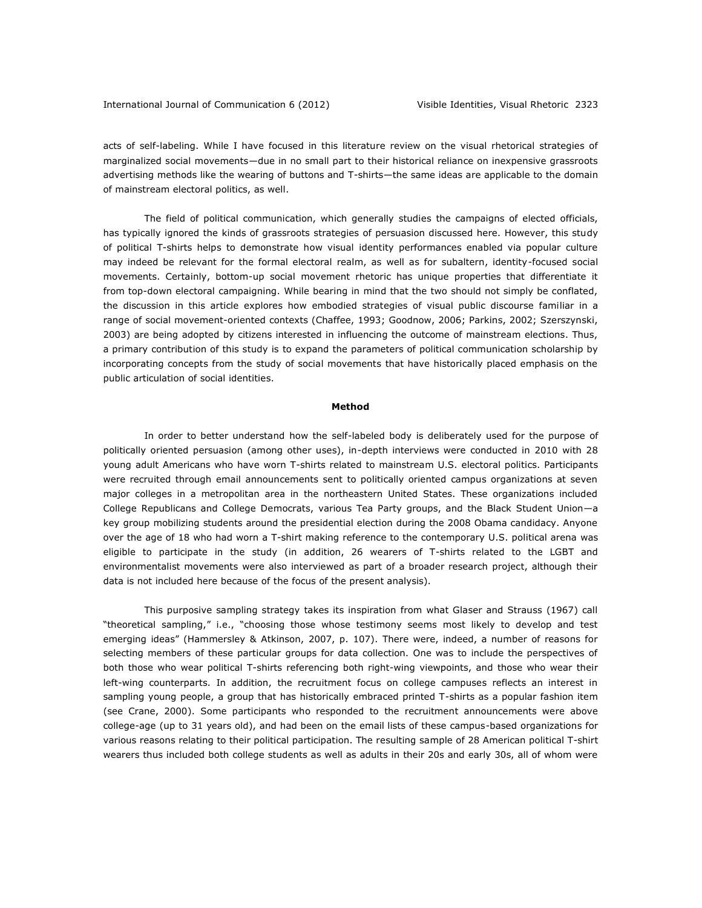acts of self-labeling. While I have focused in this literature review on the visual rhetorical strategies of marginalized social movements—due in no small part to their historical reliance on inexpensive grassroots advertising methods like the wearing of buttons and T-shirts—the same ideas are applicable to the domain of mainstream electoral politics, as well.

The field of political communication, which generally studies the campaigns of elected officials, has typically ignored the kinds of grassroots strategies of persuasion discussed here. However, this study of political T-shirts helps to demonstrate how visual identity performances enabled via popular culture may indeed be relevant for the formal electoral realm, as well as for subaltern, identity-focused social movements. Certainly, bottom-up social movement rhetoric has unique properties that differentiate it from top-down electoral campaigning. While bearing in mind that the two should not simply be conflated, the discussion in this article explores how embodied strategies of visual public discourse familiar in a range of social movement-oriented contexts (Chaffee, 1993; Goodnow, 2006; Parkins, 2002; Szerszynski, 2003) are being adopted by citizens interested in influencing the outcome of mainstream elections. Thus, a primary contribution of this study is to expand the parameters of political communication scholarship by incorporating concepts from the study of social movements that have historically placed emphasis on the public articulation of social identities.

## Method

In order to better understand how the self-labeled body is deliberately used for the purpose of politically oriented persuasion (among other uses), in-depth interviews were conducted in 2010 with 28 young adult Americans who have worn T-shirts related to mainstream U.S. electoral politics. Participants were recruited through email announcements sent to politically oriented campus organizations at seven major colleges in a metropolitan area in the northeastern United States. These organizations included College Republicans and College Democrats, various Tea Party groups, and the Black Student Union—a key group mobilizing students around the presidential election during the 2008 Obama candidacy. Anyone over the age of 18 who had worn a T-shirt making reference to the contemporary U.S. political arena was eligible to participate in the study (in addition, 26 wearers of T-shirts related to the LGBT and environmentalist movements were also interviewed as part of a broader research project, although their data is not included here because of the focus of the present analysis).

This purposive sampling strategy takes its inspiration from what Glaser and Strauss (1967) call "theoretical sampling," i.e., "choosing those whose testimony seems most likely to develop and test emerging ideas" (Hammersley & Atkinson, 2007, p. 107). There were, indeed, a number of reasons for selecting members of these particular groups for data collection. One was to include the perspectives of both those who wear political T-shirts referencing both right-wing viewpoints, and those who wear their left-wing counterparts. In addition, the recruitment focus on college campuses reflects an interest in sampling young people, a group that has historically embraced printed T-shirts as a popular fashion item (see Crane, 2000). Some participants who responded to the recruitment announcements were above college-age (up to 31 years old), and had been on the email lists of these campus-based organizations for various reasons relating to their political participation. The resulting sample of 28 American political T-shirt wearers thus included both college students as well as adults in their 20s and early 30s, all of whom were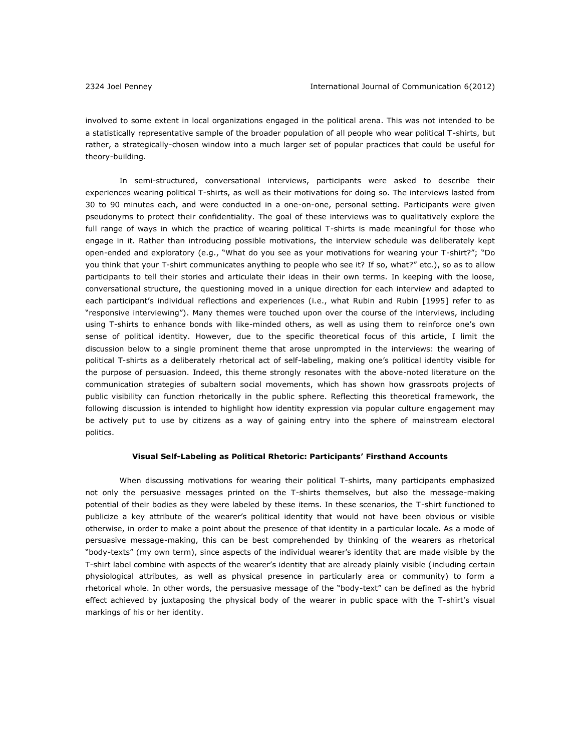involved to some extent in local organizations engaged in the political arena. This was not intended to be a statistically representative sample of the broader population of all people who wear political T-shirts, but rather, a strategically-chosen window into a much larger set of popular practices that could be useful for theory-building.

In semi-structured, conversational interviews, participants were asked to describe their experiences wearing political T-shirts, as well as their motivations for doing so. The interviews lasted from 30 to 90 minutes each, and were conducted in a one-on-one, personal setting. Participants were given pseudonyms to protect their confidentiality. The goal of these interviews was to qualitatively explore the full range of ways in which the practice of wearing political T-shirts is made meaningful for those who engage in it. Rather than introducing possible motivations, the interview schedule was deliberately kept open-ended and exploratory (e.g., "What do you see as your motivations for wearing your T-shirt?"; "Do you think that your T-shirt communicates anything to people who see it? If so, what?" etc.), so as to allow participants to tell their stories and articulate their ideas in their own terms. In keeping with the loose, conversational structure, the questioning moved in a unique direction for each interview and adapted to each participant's individual reflections and experiences (i.e., what Rubin and Rubin [1995] refer to as "responsive interviewing"). Many themes were touched upon over the course of the interviews, including using T-shirts to enhance bonds with like-minded others, as well as using them to reinforce one's own sense of political identity. However, due to the specific theoretical focus of this article, I limit the discussion below to a single prominent theme that arose unprompted in the interviews: the wearing of political T-shirts as a deliberately rhetorical act of self-labeling, making one's political identity visible for the purpose of persuasion. Indeed, this theme strongly resonates with the above-noted literature on the communication strategies of subaltern social movements, which has shown how grassroots projects of public visibility can function rhetorically in the public sphere. Reflecting this theoretical framework, the following discussion is intended to highlight how identity expression via popular culture engagement may be actively put to use by citizens as a way of gaining entry into the sphere of mainstream electoral politics.

## Visual Self-Labeling as Political Rhetoric: Participants' Firsthand Accounts

When discussing motivations for wearing their political T-shirts, many participants emphasized not only the persuasive messages printed on the T-shirts themselves, but also the message-making potential of their bodies as they were labeled by these items. In these scenarios, the T-shirt functioned to publicize a key attribute of the wearer's political identity that would not have been obvious or visible otherwise, in order to make a point about the presence of that identity in a particular locale. As a mode of persuasive message-making, this can be best comprehended by thinking of the wearers as rhetorical "body-texts" (my own term), since aspects of the individual wearer's identity that are made visible by the T-shirt label combine with aspects of the wearer's identity that are already plainly visible (including certain physiological attributes, as well as physical presence in particularly area or community) to form a rhetorical whole. In other words, the persuasive message of the "body-text" can be defined as the hybrid effect achieved by juxtaposing the physical body of the wearer in public space with the T-shirt's visual markings of his or her identity.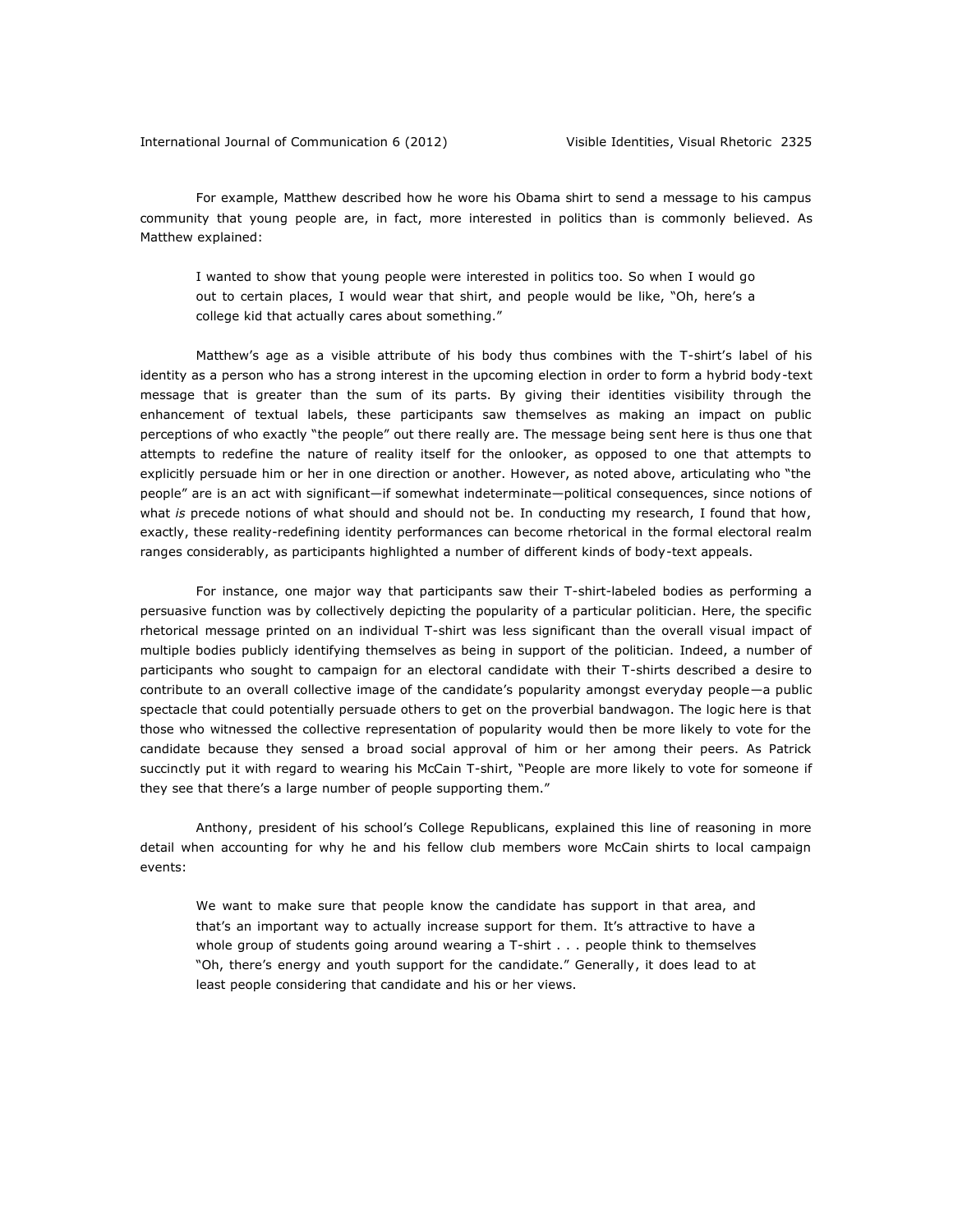For example, Matthew described how he wore his Obama shirt to send a message to his campus community that young people are, in fact, more interested in politics than is commonly believed. As Matthew explained:

> I wanted to show that young people were interested in politics too. So when I would go out to certain places, I would wear that shirt, and people would be like, "Oh, here's a college kid that actually cares about something."

Matthew's age as a visible attribute of his body thus combines with the T-shirt's label of his identity as a person who has a strong interest in the upcoming election in order to form a hybrid body-text message that is greater than the sum of its parts. By giving their identities visibility through the enhancement of textual labels, these participants saw themselves as making an impact on public perceptions of who exactly "the people" out there really are. The message being sent here is thus one that attempts to redefine the nature of reality itself for the onlooker, as opposed to one that attempts to explicitly persuade him or her in one direction or another. However, as noted above, articulating who "the people" are is an act with significant—if somewhat indeterminate—political consequences, since notions of what *is* precede notions of what should and should not be. In conducting my research, I found that how, exactly, these reality-redefining identity performances can become rhetorical in the formal electoral realm ranges considerably, as participants highlighted a number of different kinds of body-text appeals.

For instance, one major way that participants saw their T-shirt-labeled bodies as performing a persuasive function was by collectively depicting the popularity of a particular politician. Here, the specific rhetorical message printed on an individual T-shirt was less significant than the overall visual impact of multiple bodies publicly identifying themselves as being in support of the politician. Indeed, a number of participants who sought to campaign for an electoral candidate with their T-shirts described a desire to contribute to an overall collective image of the candidate's popularity amongst everyday people—a public spectacle that could potentially persuade others to get on the proverbial bandwagon. The logic here is that those who witnessed the collective representation of popularity would then be more likely to vote for the candidate because they sensed a broad social approval of him or her among their peers. As Patrick succinctly put it with regard to wearing his McCain T-shirt, "People are more likely to vote for someone if they see that there's a large number of people supporting them."

Anthony, president of his school's College Republicans, explained this line of reasoning in more detail when accounting for why he and his fellow club members wore McCain shirts to local campaign events:

> We want to make sure that people know the candidate has support in that area, and that's an important way to actually increase support for them. It's attractive to have a whole group of students going around wearing a T-shirt . . . people think to themselves "Oh, there's energy and youth support for the candidate." Generally, it does lead to at least people considering that candidate and his or her views.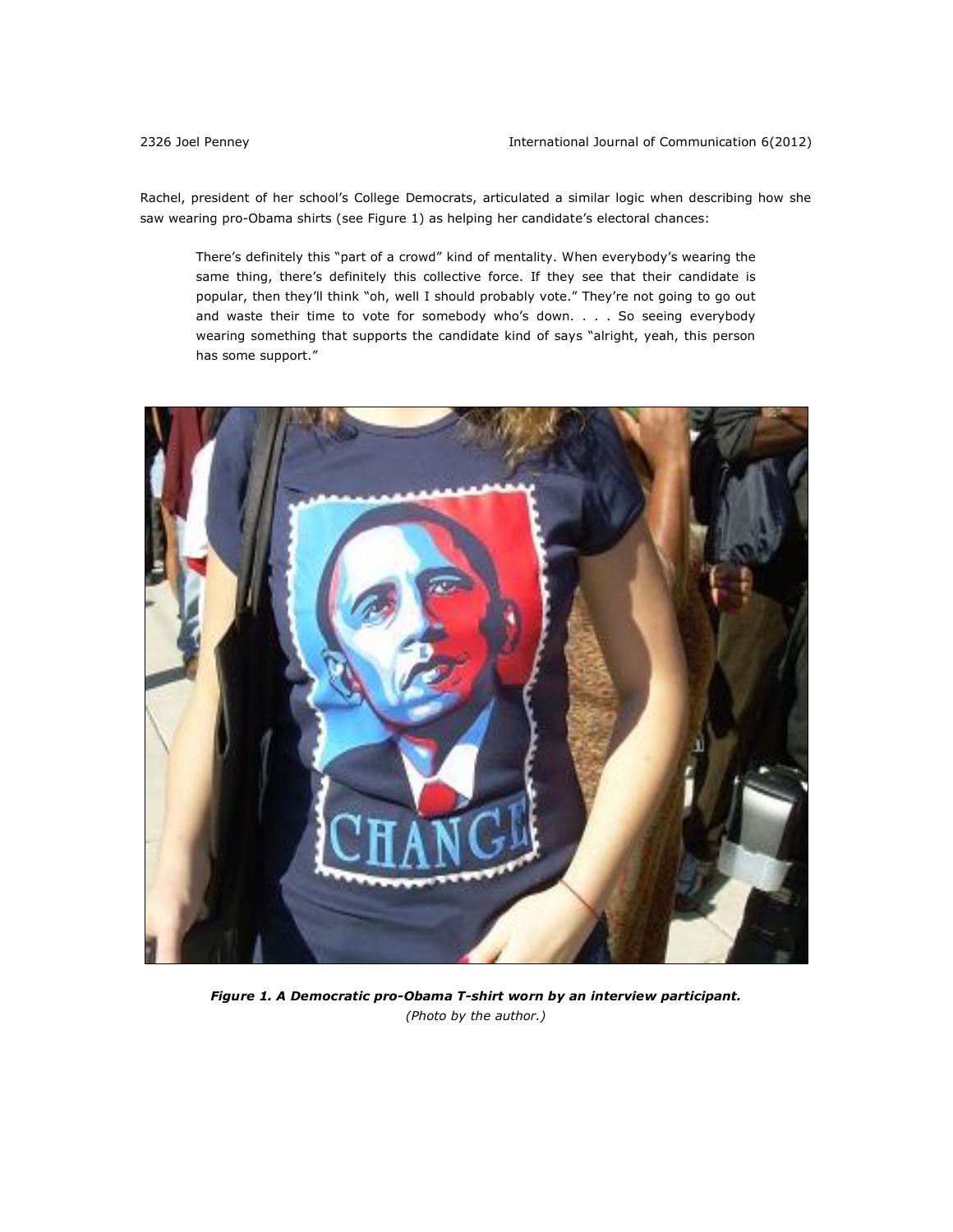Rachel, president of her school's College Democrats, articulated a similar logic when describing how she saw wearing pro-Obama shirts (see Figure 1) as helping her candidate's electoral chances:

> There's definitely this "part of a crowd" kind of mentality. When everybody's wearing the same thing, there's definitely this collective force. If they see that their candidate is popular, then they'll think "oh, well I should probably vote." They're not going to go out and waste their time to vote for somebody who's down. . . . So seeing everybody wearing something that supports the candidate kind of says "alright, yeah, this person has some support."

***Figure 1. A Democratic pro-Obama T-shirt worn by an interview participant.***
*(Photo by the author.)*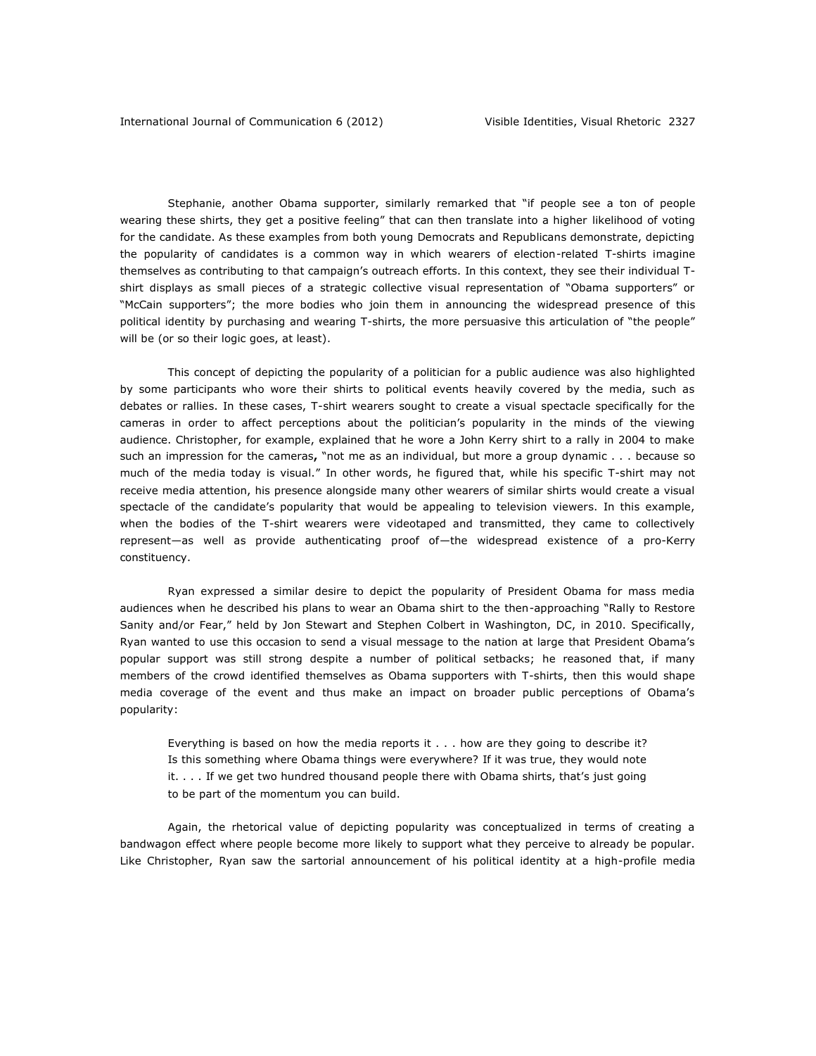Stephanie, another Obama supporter, similarly remarked that "if people see a ton of people wearing these shirts, they get a positive feeling" that can then translate into a higher likelihood of voting for the candidate. As these examples from both young Democrats and Republicans demonstrate, depicting the popularity of candidates is a common way in which wearers of election-related T-shirts imagine themselves as contributing to that campaign's outreach efforts. In this context, they see their individual T-shirt displays as small pieces of a strategic collective visual representation of "Obama supporters" or "McCain supporters"; the more bodies who join them in announcing the widespread presence of this political identity by purchasing and wearing T-shirts, the more persuasive this articulation of "the people" will be (or so their logic goes, at least).

This concept of depicting the popularity of a politician for a public audience was also highlighted by some participants who wore their shirts to political events heavily covered by the media, such as debates or rallies. In these cases, T-shirt wearers sought to create a visual spectacle specifically for the cameras in order to affect perceptions about the politician's popularity in the minds of the viewing audience. Christopher, for example, explained that he wore a John Kerry shirt to a rally in 2004 to make such an impression for the cameras**,** "not me as an individual, but more a group dynamic . . . because so much of the media today is visual." In other words, he figured that, while his specific T-shirt may not receive media attention, his presence alongside many other wearers of similar shirts would create a visual spectacle of the candidate's popularity that would be appealing to television viewers. In this example, when the bodies of the T-shirt wearers were videotaped and transmitted, they came to collectively represent—as well as provide authenticating proof of—the widespread existence of a pro-Kerry constituency.

Ryan expressed a similar desire to depict the popularity of President Obama for mass media audiences when he described his plans to wear an Obama shirt to the then-approaching "Rally to Restore Sanity and/or Fear," held by Jon Stewart and Stephen Colbert in Washington, DC, in 2010. Specifically, Ryan wanted to use this occasion to send a visual message to the nation at large that President Obama's popular support was still strong despite a number of political setbacks; he reasoned that, if many members of the crowd identified themselves as Obama supporters with T-shirts, then this would shape media coverage of the event and thus make an impact on broader public perceptions of Obama's popularity:

> Everything is based on how the media reports it . . . how are they going to describe it? Is this something where Obama things were everywhere? If it was true, they would note it. . . . If we get two hundred thousand people there with Obama shirts, that's just going to be part of the momentum you can build.

Again, the rhetorical value of depicting popularity was conceptualized in terms of creating a bandwagon effect where people become more likely to support what they perceive to already be popular. Like Christopher, Ryan saw the sartorial announcement of his political identity at a high-profile media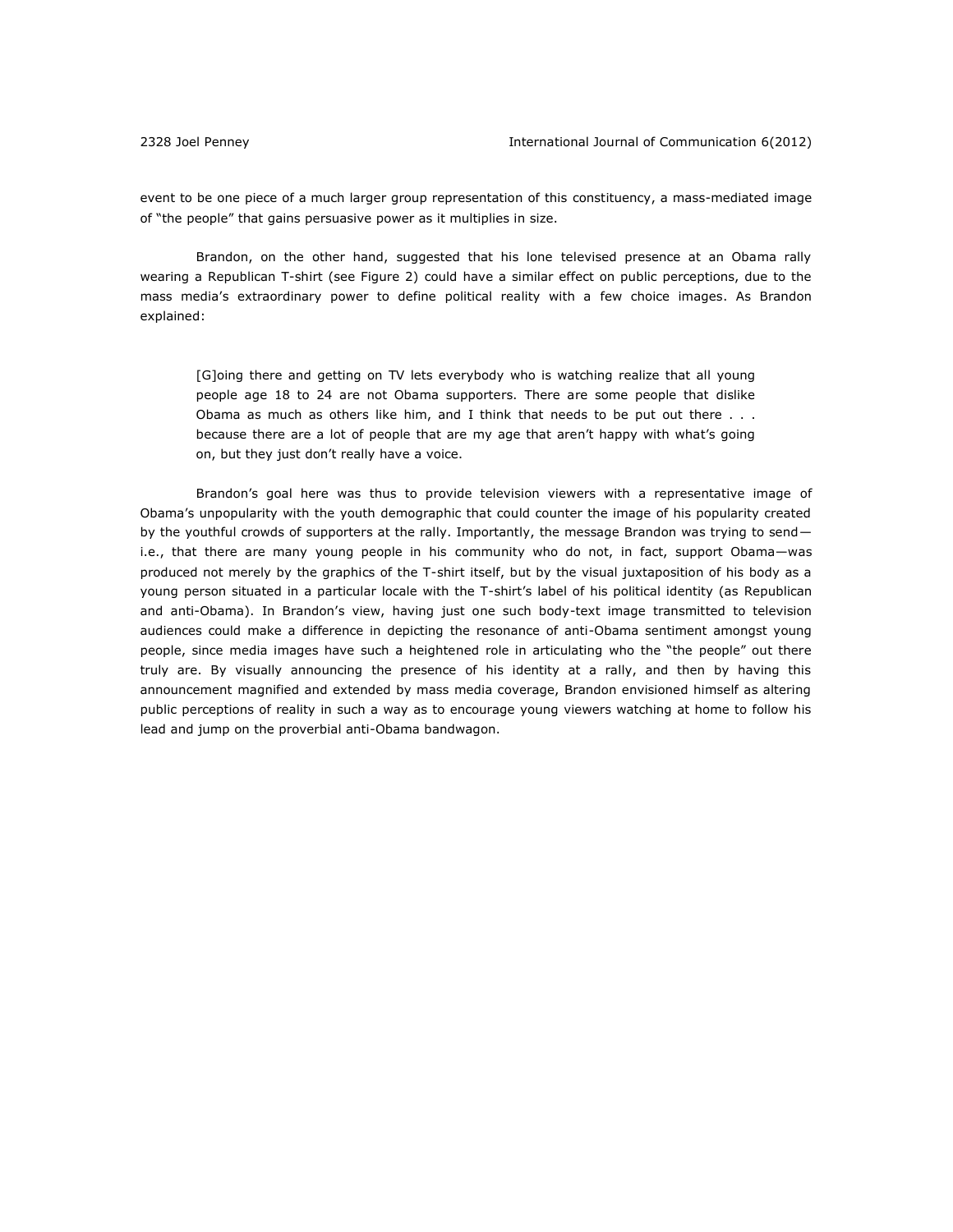event to be one piece of a much larger group representation of this constituency, a mass-mediated image of "the people" that gains persuasive power as it multiplies in size.

Brandon, on the other hand, suggested that his lone televised presence at an Obama rally wearing a Republican T-shirt (see Figure 2) could have a similar effect on public perceptions, due to the mass media's extraordinary power to define political reality with a few choice images. As Brandon explained:

> [G]oing there and getting on TV lets everybody who is watching realize that all young people age 18 to 24 are not Obama supporters. There are some people that dislike Obama as much as others like him, and I think that needs to be put out there . . . because there are a lot of people that are my age that aren't happy with what's going on, but they just don't really have a voice.

Brandon's goal here was thus to provide television viewers with a representative image of Obama's unpopularity with the youth demographic that could counter the image of his popularity created by the youthful crowds of supporters at the rally. Importantly, the message Brandon was trying to send—i.e., that there are many young people in his community who do not, in fact, support Obama—was produced not merely by the graphics of the T-shirt itself, but by the visual juxtaposition of his body as a young person situated in a particular locale with the T-shirt's label of his political identity (as Republican and anti-Obama). In Brandon's view, having just one such body-text image transmitted to television audiences could make a difference in depicting the resonance of anti-Obama sentiment amongst young people, since media images have such a heightened role in articulating who the "the people" out there truly are. By visually announcing the presence of his identity at a rally, and then by having this announcement magnified and extended by mass media coverage, Brandon envisioned himself as altering public perceptions of reality in such a way as to encourage young viewers watching at home to follow his lead and jump on the proverbial anti-Obama bandwagon.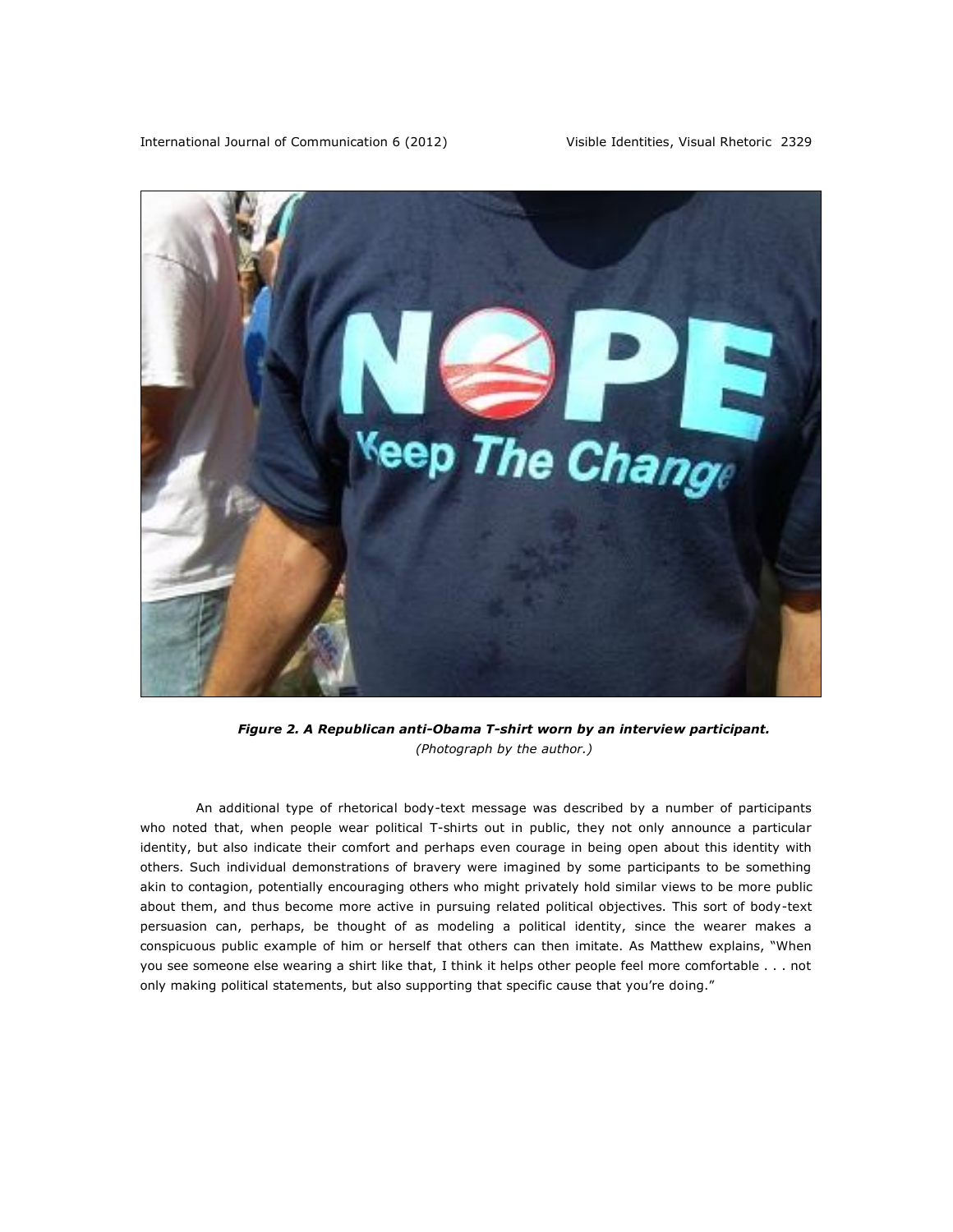***Figure 2. A Republican anti-Obama T-shirt worn by an interview participant.***
*(Photograph by the author.)*

An additional type of rhetorical body-text message was described by a number of participants who noted that, when people wear political T-shirts out in public, they not only announce a particular identity, but also indicate their comfort and perhaps even courage in being open about this identity with others. Such individual demonstrations of bravery were imagined by some participants to be something akin to contagion, potentially encouraging others who might privately hold similar views to be more public about them, and thus become more active in pursuing related political objectives. This sort of body-text persuasion can, perhaps, be thought of as modeling a political identity, since the wearer makes a conspicuous public example of him or herself that others can then imitate. As Matthew explains, "When you see someone else wearing a shirt like that, I think it helps other people feel more comfortable . . . not only making political statements, but also supporting that specific cause that you're doing."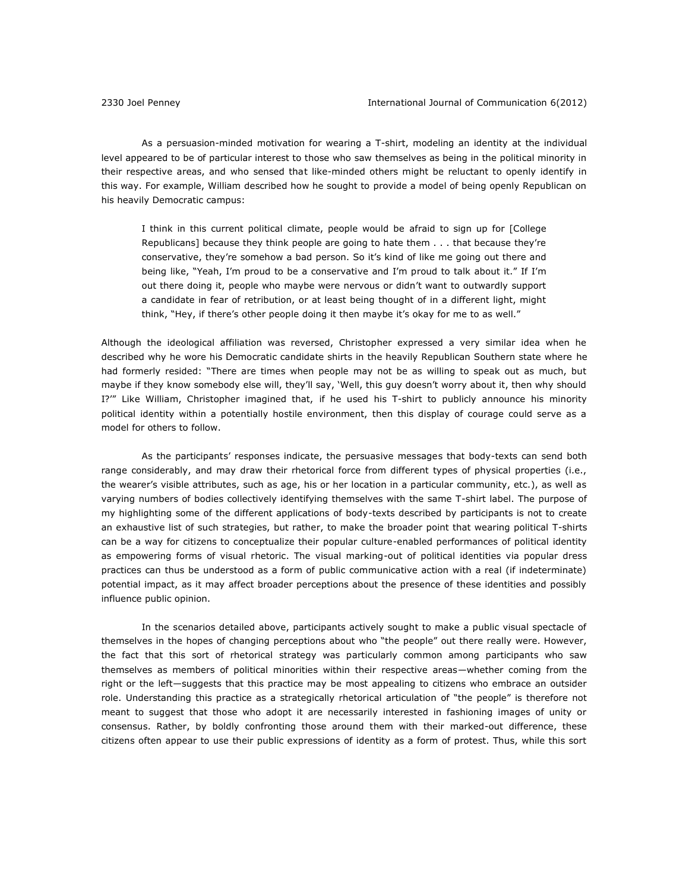As a persuasion-minded motivation for wearing a T-shirt, modeling an identity at the individual level appeared to be of particular interest to those who saw themselves as being in the political minority in their respective areas, and who sensed that like-minded others might be reluctant to openly identify in this way. For example, William described how he sought to provide a model of being openly Republican on his heavily Democratic campus:

> I think in this current political climate, people would be afraid to sign up for [College Republicans] because they think people are going to hate them . . . that because they're conservative, they're somehow a bad person. So it's kind of like me going out there and being like, "Yeah, I'm proud to be a conservative and I'm proud to talk about it." If I'm out there doing it, people who maybe were nervous or didn't want to outwardly support a candidate in fear of retribution, or at least being thought of in a different light, might think, "Hey, if there's other people doing it then maybe it's okay for me to as well."

Although the ideological affiliation was reversed, Christopher expressed a very similar idea when he described why he wore his Democratic candidate shirts in the heavily Republican Southern state where he had formerly resided: "There are times when people may not be as willing to speak out as much, but maybe if they know somebody else will, they'll say, 'Well, this guy doesn't worry about it, then why should I?'" Like William, Christopher imagined that, if he used his T-shirt to publicly announce his minority political identity within a potentially hostile environment, then this display of courage could serve as a model for others to follow.

As the participants' responses indicate, the persuasive messages that body-texts can send both range considerably, and may draw their rhetorical force from different types of physical properties (i.e., the wearer's visible attributes, such as age, his or her location in a particular community, etc.), as well as varying numbers of bodies collectively identifying themselves with the same T-shirt label. The purpose of my highlighting some of the different applications of body-texts described by participants is not to create an exhaustive list of such strategies, but rather, to make the broader point that wearing political T-shirts can be a way for citizens to conceptualize their popular culture-enabled performances of political identity as empowering forms of visual rhetoric. The visual marking-out of political identities via popular dress practices can thus be understood as a form of public communicative action with a real (if indeterminate) potential impact, as it may affect broader perceptions about the presence of these identities and possibly influence public opinion.

In the scenarios detailed above, participants actively sought to make a public visual spectacle of themselves in the hopes of changing perceptions about who "the people" out there really were. However, the fact that this sort of rhetorical strategy was particularly common among participants who saw themselves as members of political minorities within their respective areas—whether coming from the right or the left—suggests that this practice may be most appealing to citizens who embrace an outsider role. Understanding this practice as a strategically rhetorical articulation of "the people" is therefore not meant to suggest that those who adopt it are necessarily interested in fashioning images of unity or consensus. Rather, by boldly confronting those around them with their marked-out difference, these citizens often appear to use their public expressions of identity as a form of protest. Thus, while this sort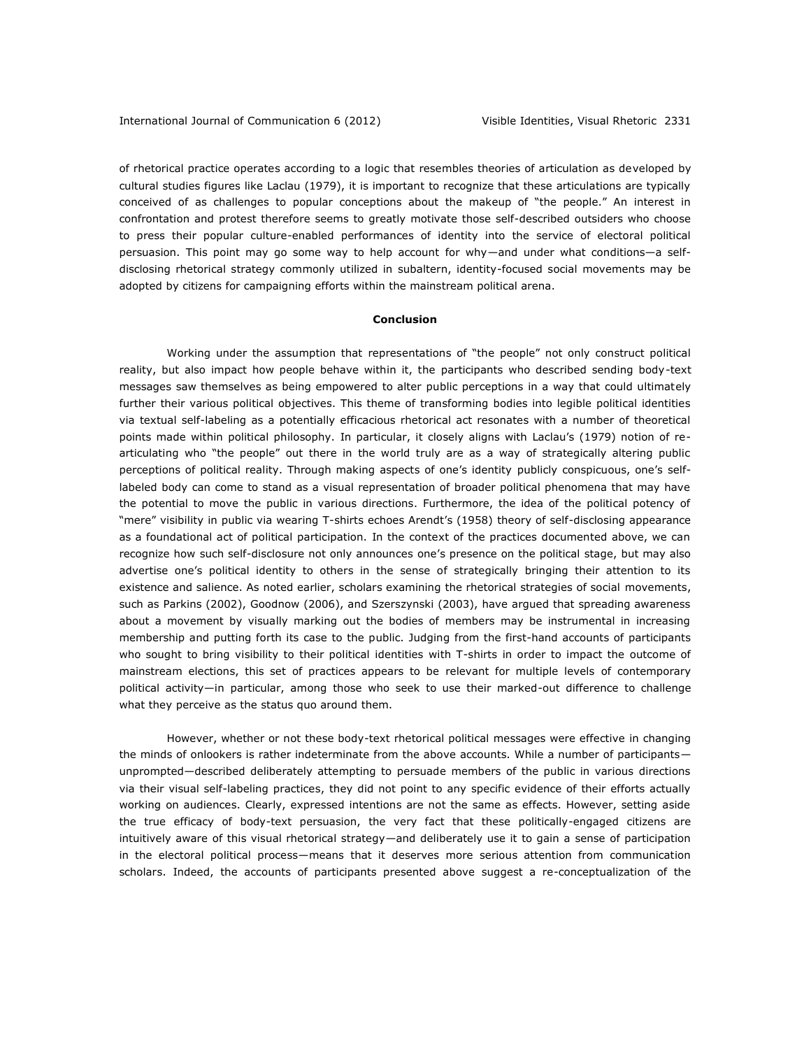of rhetorical practice operates according to a logic that resembles theories of articulation as developed by cultural studies figures like Laclau (1979), it is important to recognize that these articulations are typically conceived of as challenges to popular conceptions about the makeup of "the people." An interest in confrontation and protest therefore seems to greatly motivate those self-described outsiders who choose to press their popular culture-enabled performances of identity into the service of electoral political persuasion. This point may go some way to help account for why—and under what conditions—a self-disclosing rhetorical strategy commonly utilized in subaltern, identity-focused social movements may be adopted by citizens for campaigning efforts within the mainstream political arena.

## Conclusion

Working under the assumption that representations of "the people" not only construct political reality, but also impact how people behave within it, the participants who described sending body-text messages saw themselves as being empowered to alter public perceptions in a way that could ultimately further their various political objectives. This theme of transforming bodies into legible political identities via textual self-labeling as a potentially efficacious rhetorical act resonates with a number of theoretical points made within political philosophy. In particular, it closely aligns with Laclau's (1979) notion of re-articulating who "the people" out there in the world truly are as a way of strategically altering public perceptions of political reality. Through making aspects of one's identity publicly conspicuous, one's self-labeled body can come to stand as a visual representation of broader political phenomena that may have the potential to move the public in various directions. Furthermore, the idea of the political potency of "mere" visibility in public via wearing T-shirts echoes Arendt's (1958) theory of self-disclosing appearance as a foundational act of political participation. In the context of the practices documented above, we can recognize how such self-disclosure not only announces one's presence on the political stage, but may also advertise one's political identity to others in the sense of strategically bringing their attention to its existence and salience. As noted earlier, scholars examining the rhetorical strategies of social movements, such as Parkins (2002), Goodnow (2006), and Szerszynski (2003), have argued that spreading awareness about a movement by visually marking out the bodies of members may be instrumental in increasing membership and putting forth its case to the public. Judging from the first-hand accounts of participants who sought to bring visibility to their political identities with T-shirts in order to impact the outcome of mainstream elections, this set of practices appears to be relevant for multiple levels of contemporary political activity—in particular, among those who seek to use their marked-out difference to challenge what they perceive as the status quo around them.

However, whether or not these body-text rhetorical political messages were effective in changing the minds of onlookers is rather indeterminate from the above accounts. While a number of participants—unprompted—described deliberately attempting to persuade members of the public in various directions via their visual self-labeling practices, they did not point to any specific evidence of their efforts actually working on audiences. Clearly, expressed intentions are not the same as effects. However, setting aside the true efficacy of body-text persuasion, the very fact that these politically-engaged citizens are intuitively aware of this visual rhetorical strategy—and deliberately use it to gain a sense of participation in the electoral political process—means that it deserves more serious attention from communication scholars. Indeed, the accounts of participants presented above suggest a re-conceptualization of the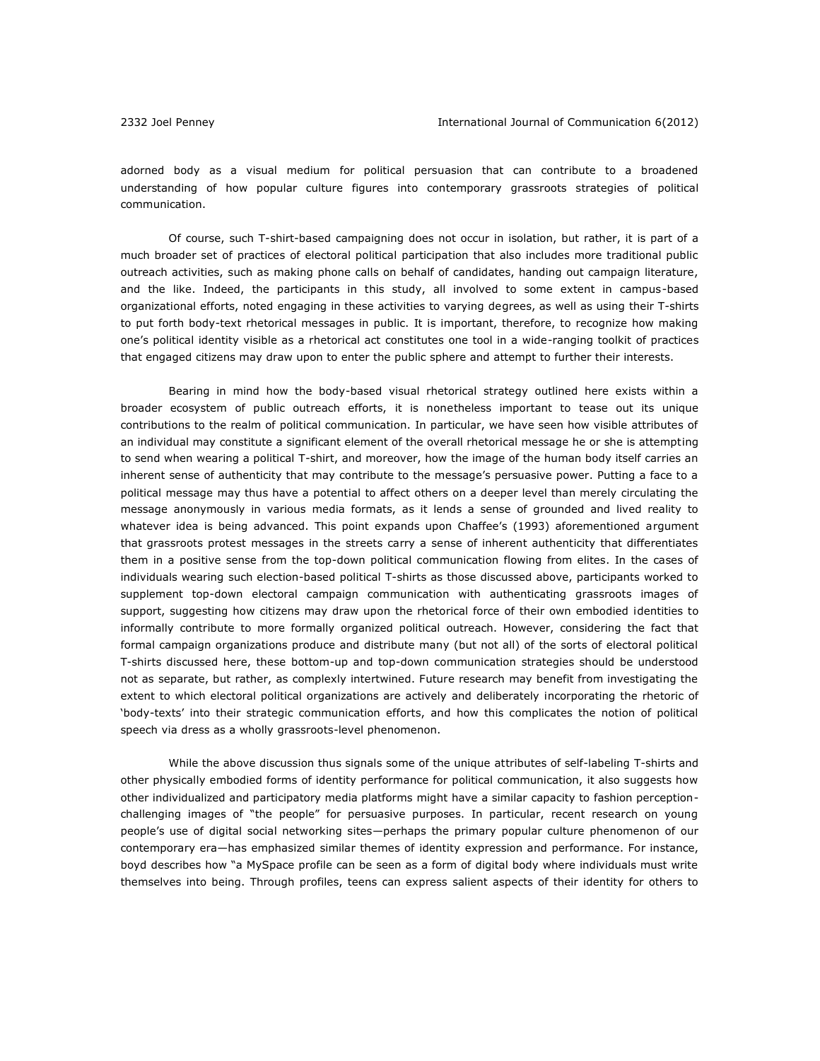adorned body as a visual medium for political persuasion that can contribute to a broadened understanding of how popular culture figures into contemporary grassroots strategies of political communication.

Of course, such T-shirt-based campaigning does not occur in isolation, but rather, it is part of a much broader set of practices of electoral political participation that also includes more traditional public outreach activities, such as making phone calls on behalf of candidates, handing out campaign literature, and the like. Indeed, the participants in this study, all involved to some extent in campus-based organizational efforts, noted engaging in these activities to varying degrees, as well as using their T-shirts to put forth body-text rhetorical messages in public. It is important, therefore, to recognize how making one's political identity visible as a rhetorical act constitutes one tool in a wide-ranging toolkit of practices that engaged citizens may draw upon to enter the public sphere and attempt to further their interests.

Bearing in mind how the body-based visual rhetorical strategy outlined here exists within a broader ecosystem of public outreach efforts, it is nonetheless important to tease out its unique contributions to the realm of political communication. In particular, we have seen how visible attributes of an individual may constitute a significant element of the overall rhetorical message he or she is attempting to send when wearing a political T-shirt, and moreover, how the image of the human body itself carries an inherent sense of authenticity that may contribute to the message's persuasive power. Putting a face to a political message may thus have a potential to affect others on a deeper level than merely circulating the message anonymously in various media formats, as it lends a sense of grounded and lived reality to whatever idea is being advanced. This point expands upon Chaffee's (1993) aforementioned argument that grassroots protest messages in the streets carry a sense of inherent authenticity that differentiates them in a positive sense from the top-down political communication flowing from elites. In the cases of individuals wearing such election-based political T-shirts as those discussed above, participants worked to supplement top-down electoral campaign communication with authenticating grassroots images of support, suggesting how citizens may draw upon the rhetorical force of their own embodied identities to informally contribute to more formally organized political outreach. However, considering the fact that formal campaign organizations produce and distribute many (but not all) of the sorts of electoral political T-shirts discussed here, these bottom-up and top-down communication strategies should be understood not as separate, but rather, as complexly intertwined. Future research may benefit from investigating the extent to which electoral political organizations are actively and deliberately incorporating the rhetoric of 'body-texts' into their strategic communication efforts, and how this complicates the notion of political speech via dress as a wholly grassroots-level phenomenon.

While the above discussion thus signals some of the unique attributes of self-labeling T-shirts and other physically embodied forms of identity performance for political communication, it also suggests how other individualized and participatory media platforms might have a similar capacity to fashion perception-challenging images of "the people" for persuasive purposes. In particular, recent research on young people's use of digital social networking sites—perhaps the primary popular culture phenomenon of our contemporary era—has emphasized similar themes of identity expression and performance. For instance, boyd describes how "a MySpace profile can be seen as a form of digital body where individuals must write themselves into being. Through profiles, teens can express salient aspects of their identity for others to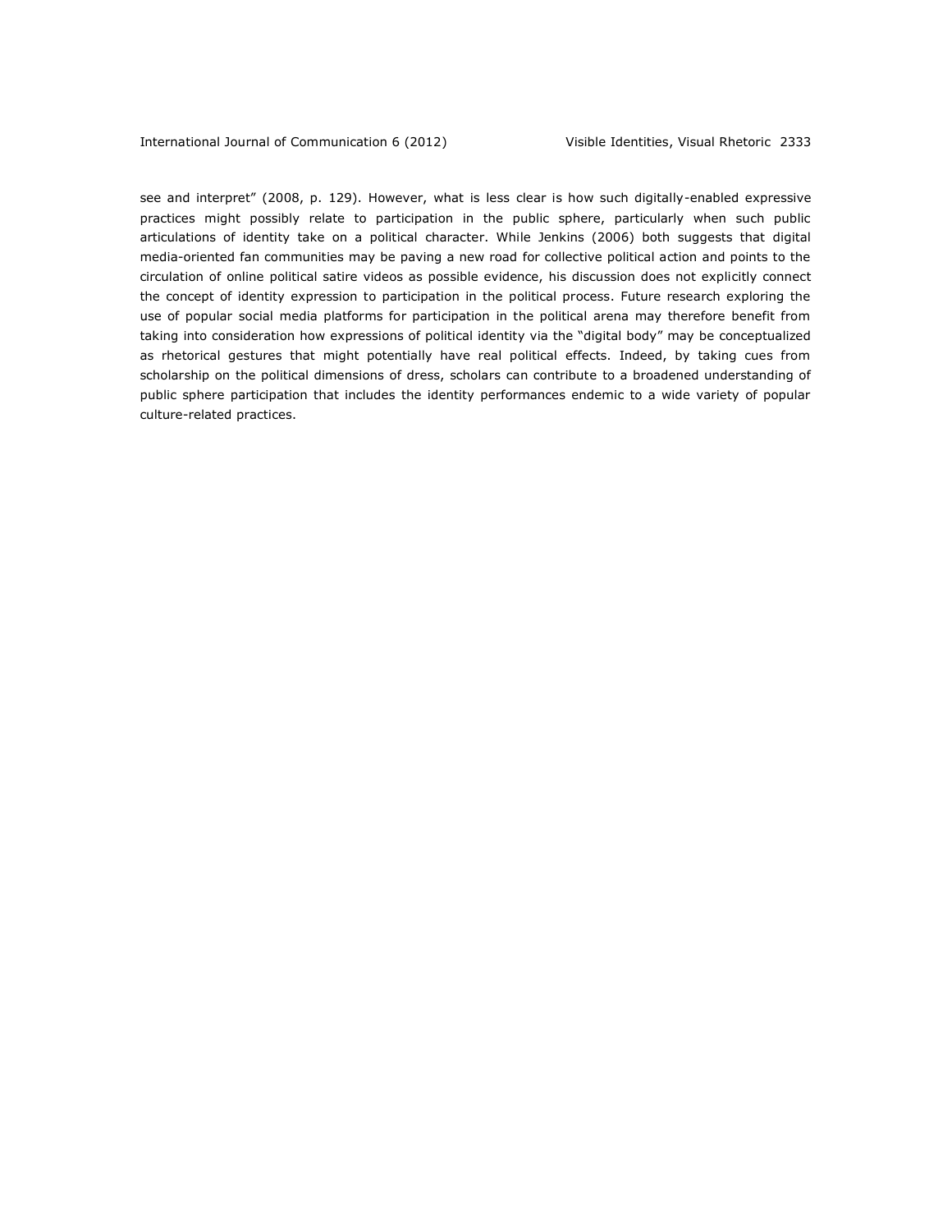see and interpret" (2008, p. 129). However, what is less clear is how such digitally-enabled expressive practices might possibly relate to participation in the public sphere, particularly when such public articulations of identity take on a political character. While Jenkins (2006) both suggests that digital media-oriented fan communities may be paving a new road for collective political action and points to the circulation of online political satire videos as possible evidence, his discussion does not explicitly connect the concept of identity expression to participation in the political process. Future research exploring the use of popular social media platforms for participation in the political arena may therefore benefit from taking into consideration how expressions of political identity via the "digital body" may be conceptualized as rhetorical gestures that might potentially have real political effects. Indeed, by taking cues from scholarship on the political dimensions of dress, scholars can contribute to a broadened understanding of public sphere participation that includes the identity performances endemic to a wide variety of popular culture-related practices.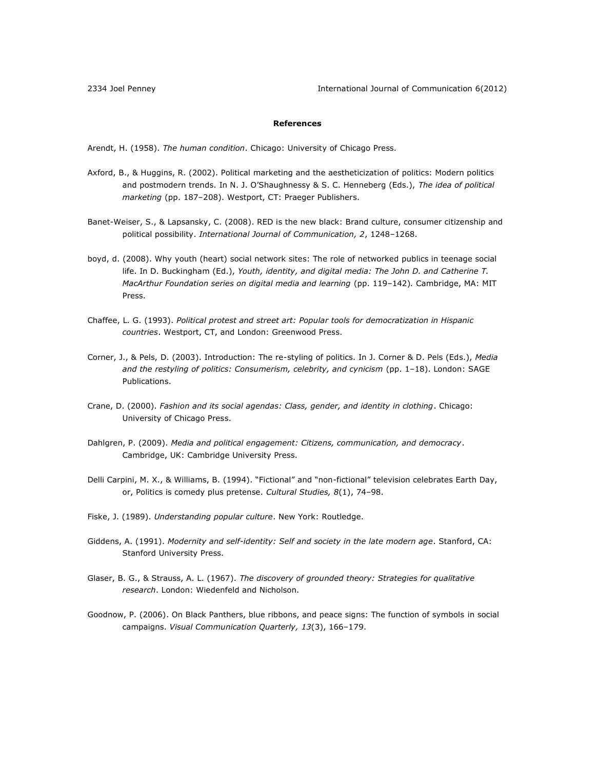**References**

Arendt, H. (1958). *The human condition*. Chicago: University of Chicago Press.

Axford, B., & Huggins, R. (2002). Political marketing and the aestheticization of politics: Modern politics and postmodern trends. In N. J. O'Shaughnessy & S. C. Henneberg (Eds.), *The idea of political marketing* (pp. 187–208). Westport, CT: Praeger Publishers.

Banet-Weiser, S., & Lapsansky, C. (2008). RED is the new black: Brand culture, consumer citizenship and political possibility. *International Journal of Communication, 2*, 1248–1268.

boyd, d. (2008). Why youth (heart) social network sites: The role of networked publics in teenage social life. In D. Buckingham (Ed.), *Youth, identity, and digital media: The John D. and Catherine T. MacArthur Foundation series on digital media and learning* (pp. 119–142). Cambridge, MA: MIT Press.

Chaffee, L. G. (1993). *Political protest and street art: Popular tools for democratization in Hispanic countries*. Westport, CT, and London: Greenwood Press.

Corner, J., & Pels, D. (2003). Introduction: The re-styling of politics. In J. Corner & D. Pels (Eds.), *Media and the restyling of politics: Consumerism, celebrity, and cynicism* (pp. 1–18). London: SAGE Publications.

Crane, D. (2000). *Fashion and its social agendas: Class, gender, and identity in clothing*. Chicago: University of Chicago Press.

Dahlgren, P. (2009). *Media and political engagement: Citizens, communication, and democracy*. Cambridge, UK: Cambridge University Press.

Delli Carpini, M. X., & Williams, B. (1994). "Fictional" and "non-fictional" television celebrates Earth Day, or, Politics is comedy plus pretense. *Cultural Studies, 8*(1), 74–98.

Fiske, J. (1989). *Understanding popular culture*. New York: Routledge.

Giddens, A. (1991). *Modernity and self-identity: Self and society in the late modern age*. Stanford, CA: Stanford University Press.

Glaser, B. G., & Strauss, A. L. (1967). *The discovery of grounded theory: Strategies for qualitative research*. London: Wiedenfeld and Nicholson.

Goodnow, P. (2006). On Black Panthers, blue ribbons, and peace signs: The function of symbols in social campaigns. *Visual Communication Quarterly, 13*(3), 166–179.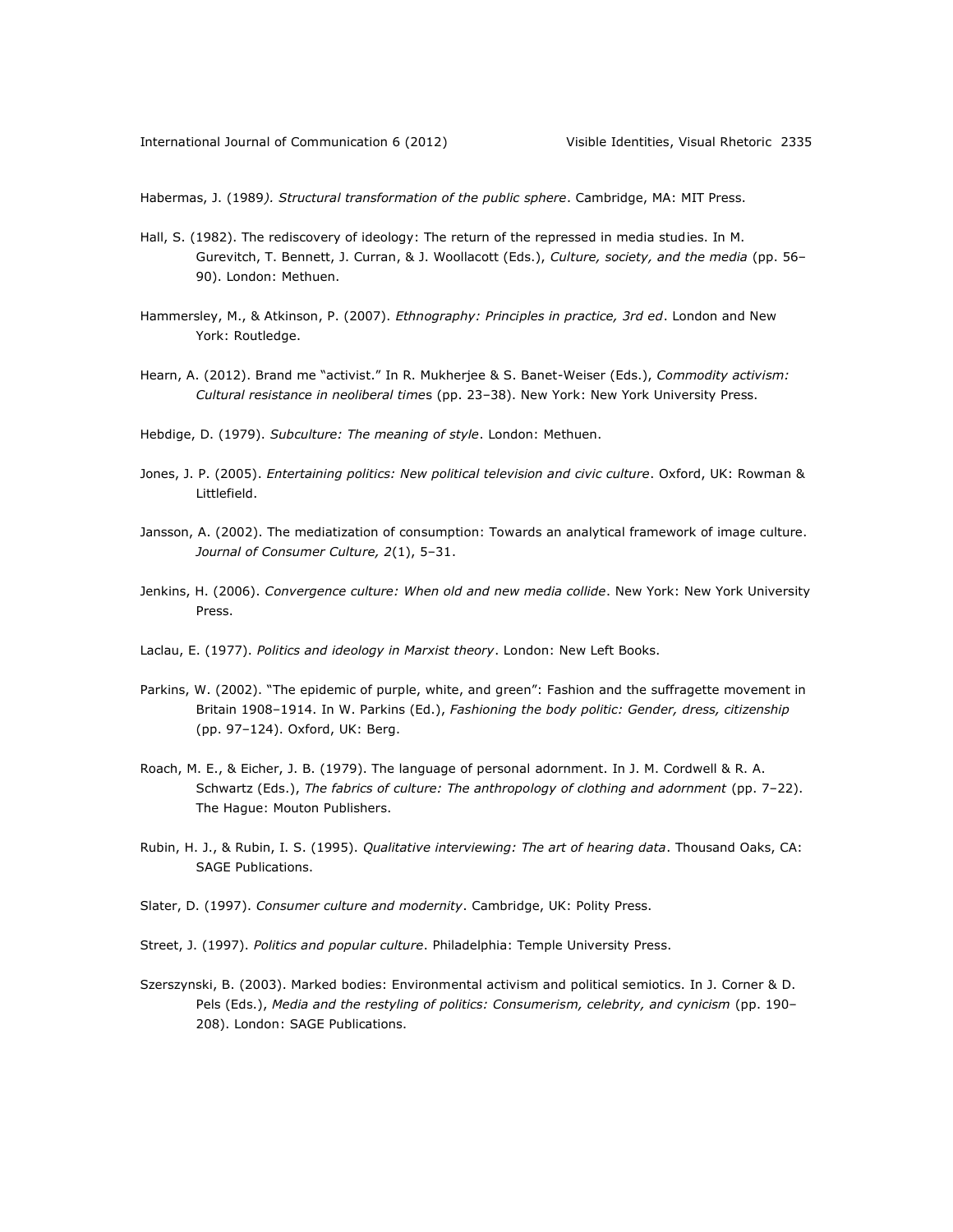Habermas, J. (1989*). Structural transformation of the public sphere*. Cambridge, MA: MIT Press.

Hall, S. (1982). The rediscovery of ideology: The return of the repressed in media studies. In M. Gurevitch, T. Bennett, J. Curran, & J. Woollacott (Eds.), *Culture, society, and the media* (pp. 56–90). London: Methuen.

Hammersley, M., & Atkinson, P. (2007). *Ethnography: Principles in practice, 3rd ed*. London and New York: Routledge.

Hearn, A. (2012). Brand me "activist." In R. Mukherjee & S. Banet-Weiser (Eds.), *Commodity activism: Cultural resistance in neoliberal time*s (pp. 23–38). New York: New York University Press.

Hebdige, D. (1979). *Subculture: The meaning of style*. London: Methuen.

Jones, J. P. (2005). *Entertaining politics: New political television and civic culture*. Oxford, UK: Rowman & Littlefield.

Jansson, A. (2002). The mediatization of consumption: Towards an analytical framework of image culture. *Journal of Consumer Culture, 2*(1), 5–31.

Jenkins, H. (2006). *Convergence culture: When old and new media collide*. New York: New York University Press.

Laclau, E. (1977). *Politics and ideology in Marxist theory*. London: New Left Books.

Parkins, W. (2002). "The epidemic of purple, white, and green": Fashion and the suffragette movement in Britain 1908–1914. In W. Parkins (Ed.), *Fashioning the body politic: Gender, dress, citizenship* (pp. 97–124). Oxford, UK: Berg.

Roach, M. E., & Eicher, J. B. (1979). The language of personal adornment. In J. M. Cordwell & R. A. Schwartz (Eds.), *The fabrics of culture: The anthropology of clothing and adornment* (pp. 7–22). The Hague: Mouton Publishers.

Rubin, H. J., & Rubin, I. S. (1995). *Qualitative interviewing: The art of hearing data*. Thousand Oaks, CA: SAGE Publications.

Slater, D. (1997). *Consumer culture and modernity*. Cambridge, UK: Polity Press.

Street, J. (1997). *Politics and popular culture*. Philadelphia: Temple University Press.

Szerszynski, B. (2003). Marked bodies: Environmental activism and political semiotics. In J. Corner & D. Pels (Eds.), *Media and the restyling of politics: Consumerism, celebrity, and cynicism* (pp. 190–208). London: SAGE Publications.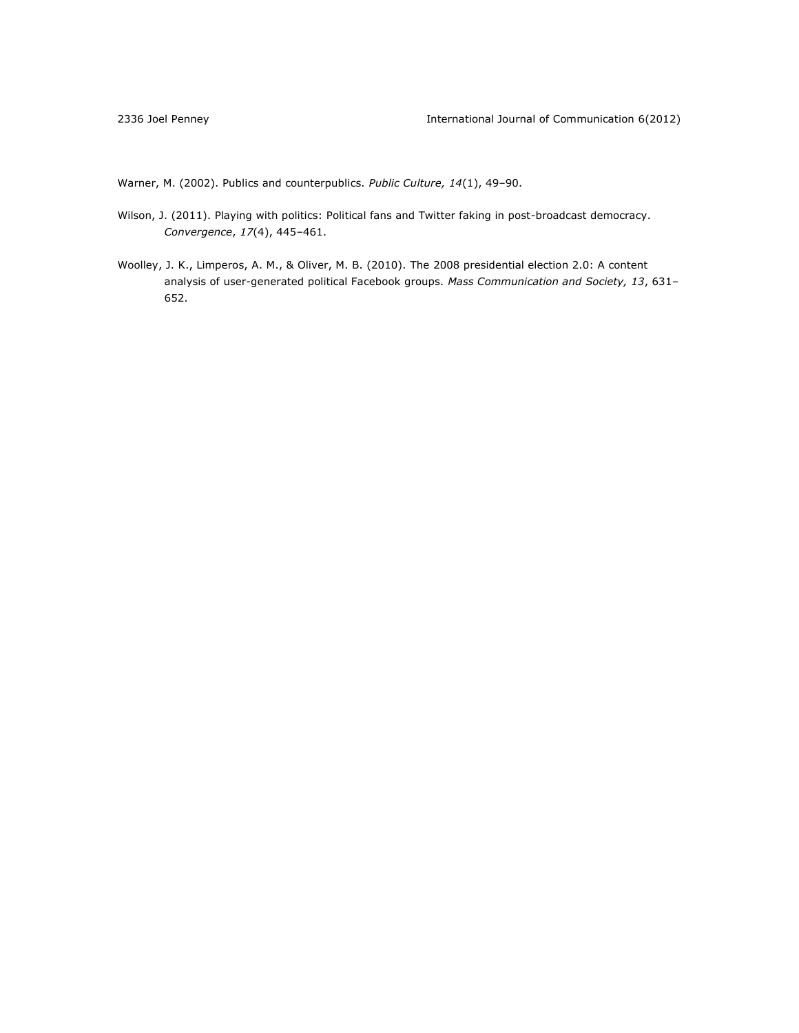Warner, M. (2002). Publics and counterpublics. *Public Culture, 14*(1), 49–90.

Wilson, J. (2011). Playing with politics: Political fans and Twitter faking in post-broadcast democracy. *Convergence*, *17*(4), 445–461.

Woolley, J. K., Limperos, A. M., & Oliver, M. B. (2010). The 2008 presidential election 2.0: A content analysis of user-generated political Facebook groups. *Mass Communication and Society, 13*, 631–652.